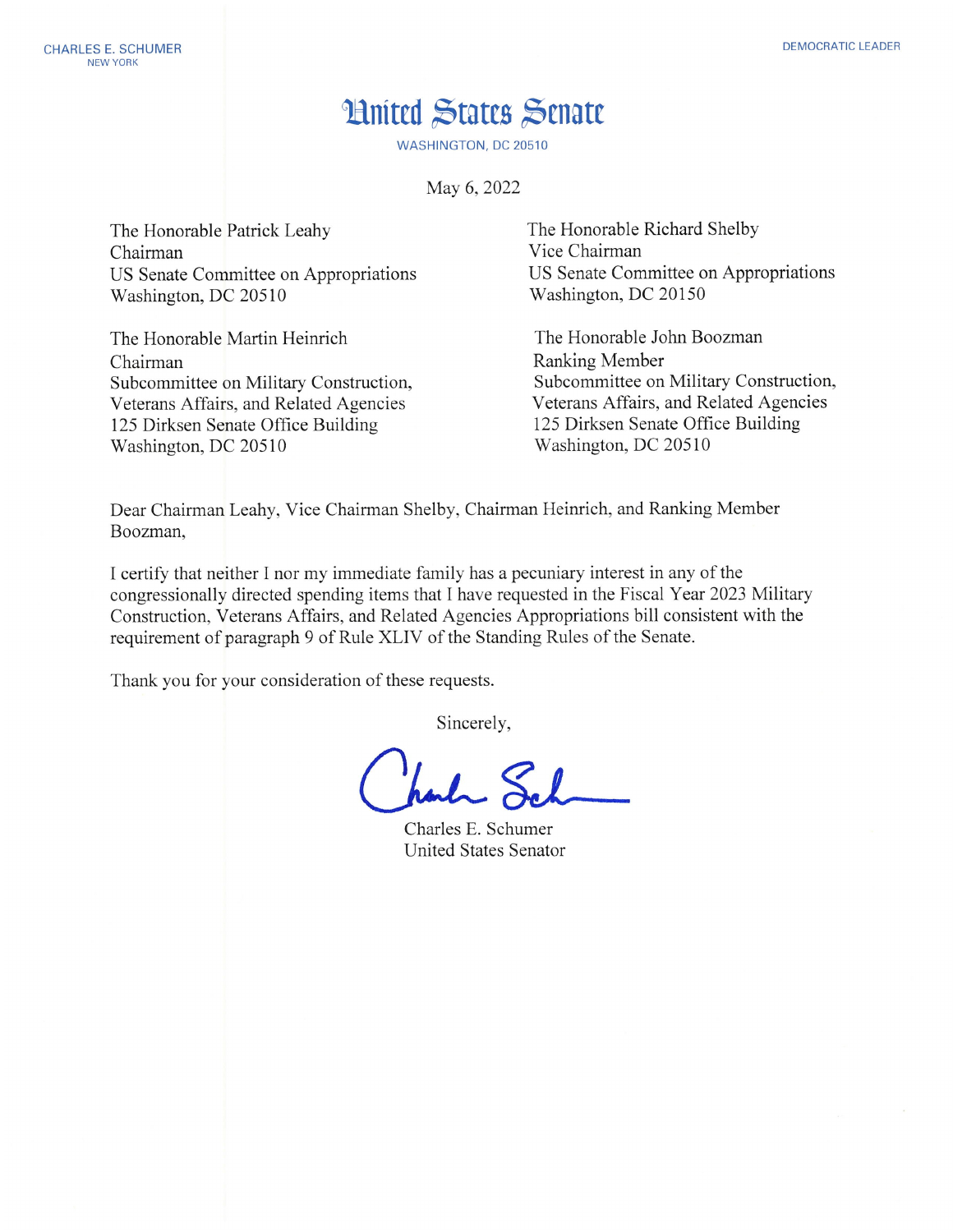CHARLES E. SCHUMER
NEW YORK

DEMOCRATIC LEADER

# United States Senate

WASHINGTON, DC 20510

May 6, 2022

The Honorable Patrick Leahy
Chairman
US Senate Committee on Appropriations
Washington, DC 20510

The Honorable Richard Shelby
Vice Chairman
US Senate Committee on Appropriations
Washington, DC 20150

The Honorable Martin Heinrich
Chairman
Subcommittee on Military Construction, Veterans Affairs, and Related Agencies
125 Dirksen Senate Office Building
Washington, DC 20510

The Honorable John Boozman
Ranking Member
Subcommittee on Military Construction, Veterans Affairs, and Related Agencies
125 Dirksen Senate Office Building
Washington, DC 20510

Dear Chairman Leahy, Vice Chairman Shelby, Chairman Heinrich, and Ranking Member Boozman,

I certify that neither I nor my immediate family has a pecuniary interest in any of the congressionally directed spending items that I have requested in the Fiscal Year 2023 Military Construction, Veterans Affairs, and Related Agencies Appropriations bill consistent with the requirement of paragraph 9 of Rule XLIV of the Standing Rules of the Senate.

Thank you for your consideration of these requests.

Sincerely,

Charles E. Schumer
United States Senator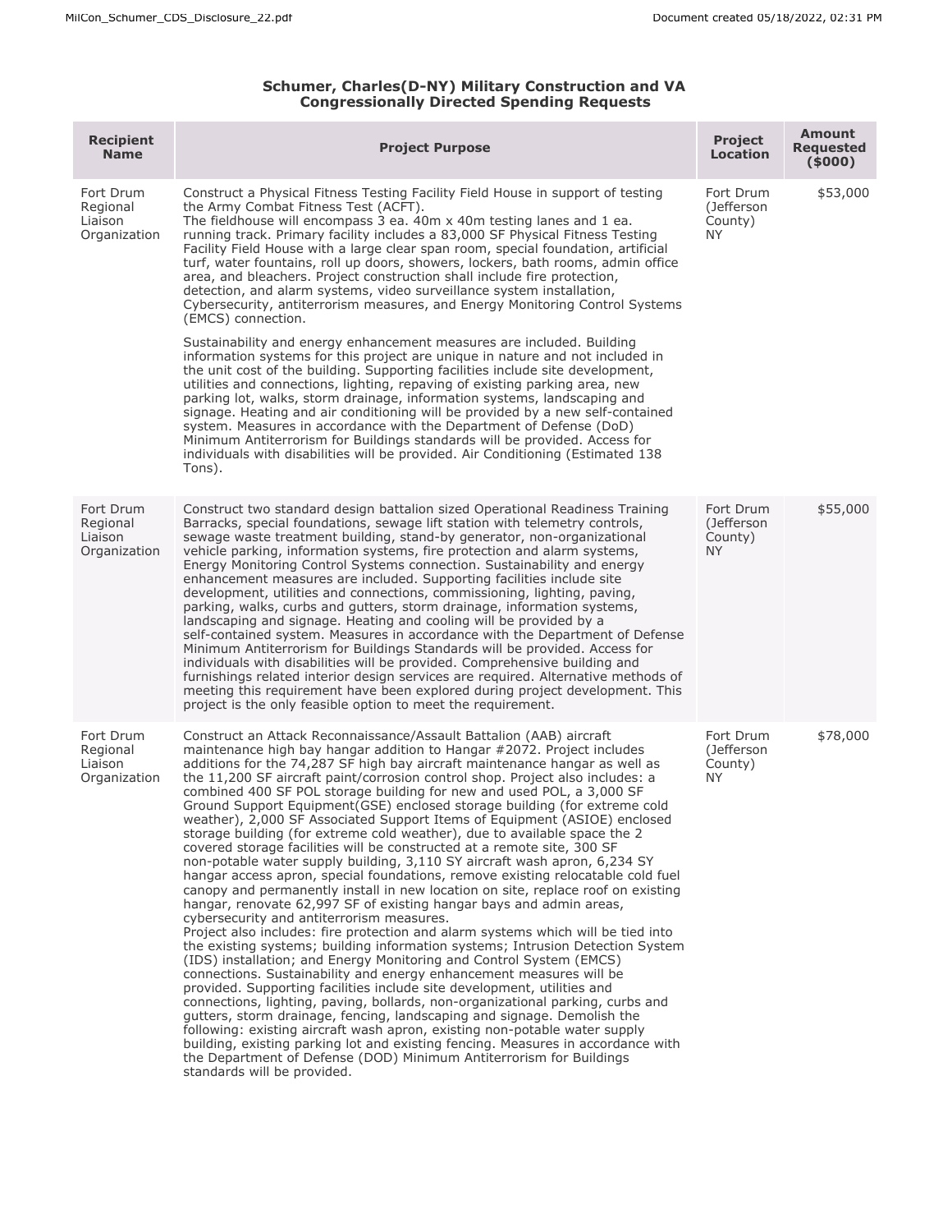### Schumer, Charles(D-NY) Military Construction and VA Congressionally Directed Spending Requests

| Recipient Name | Project Purpose | Project Location | Amount Requested ($000) |
|---|---|---|---|
| Fort Drum Regional Liaison Organization | Construct a Physical Fitness Testing Facility Field House in support of testing the Army Combat Fitness Test (ACFT). The fieldhouse will encompass 3 ea. 40m x 40m testing lanes and 1 ea. running track. Primary facility includes a 83,000 SF Physical Fitness Testing Facility Field House with a large clear span room, special foundation, artificial turf, water fountains, roll up doors, showers, lockers, bath rooms, admin office area, and bleachers. Project construction shall include fire protection, detection, and alarm systems, video surveillance system installation, Cybersecurity, antiterrorism measures, and Energy Monitoring Control Systems (EMCS) connection.<br><br>Sustainability and energy enhancement measures are included. Building information systems for this project are unique in nature and not included in the unit cost of the building. Supporting facilities include site development, utilities and connections, lighting, repaving of existing parking area, new parking lot, walks, storm drainage, information systems, landscaping and signage. Heating and air conditioning will be provided by a new self-contained system. Measures in accordance with the Department of Defense (DoD) Minimum Antiterrorism for Buildings standards will be provided. Access for individuals with disabilities will be provided. Air Conditioning (Estimated 138 Tons). | Fort Drum (Jefferson County) NY | $53,000 |
| Fort Drum Regional Liaison Organization | Construct two standard design battalion sized Operational Readiness Training Barracks, special foundations, sewage lift station with telemetry controls, sewage waste treatment building, stand-by generator, non-organizational vehicle parking, information systems, fire protection and alarm systems, Energy Monitoring Control Systems connection. Sustainability and energy enhancement measures are included. Supporting facilities include site development, utilities and connections, commissioning, lighting, paving, parking, walks, curbs and gutters, storm drainage, information systems, landscaping and signage. Heating and cooling will be provided by a self-contained system. Measures in accordance with the Department of Defense Minimum Antiterrorism for Buildings Standards will be provided. Access for individuals with disabilities will be provided. Comprehensive building and furnishings related interior design services are required. Alternative methods of meeting this requirement have been explored during project development. This project is the only feasible option to meet the requirement. | Fort Drum (Jefferson County) NY | $55,000 |
| Fort Drum Regional Liaison Organization | Construct an Attack Reconnaissance/Assault Battalion (AAB) aircraft maintenance high bay hangar addition to Hangar #2072. Project includes additions for the 74,287 SF high bay aircraft maintenance hangar as well as the 11,200 SF aircraft paint/corrosion control shop. Project also includes: a combined 400 SF POL storage building for new and used POL, a 3,000 SF Ground Support Equipment(GSE) enclosed storage building (for extreme cold weather), 2,000 SF Associated Support Items of Equipment (ASIOE) enclosed storage building (for extreme cold weather), due to available space the 2 covered storage facilities will be constructed at a remote site, 300 SF non-potable water supply building, 3,110 SY aircraft wash apron, 6,234 SY hangar access apron, special foundations, remove existing relocatable cold fuel canopy and permanently install in new location on site, replace roof on existing hangar, renovate 62,997 SF of existing hangar bays and admin areas, cybersecurity and antiterrorism measures.<br>Project also includes: fire protection and alarm systems which will be tied into the existing systems; building information systems; Intrusion Detection System (IDS) installation; and Energy Monitoring and Control System (EMCS) connections. Sustainability and energy enhancement measures will be provided. Supporting facilities include site development, utilities and connections, lighting, paving, bollards, non-organizational parking, curbs and gutters, storm drainage, fencing, landscaping and signage. Demolish the following: existing aircraft wash apron, existing non-potable water supply building, existing parking lot and existing fencing. Measures in accordance with the Department of Defense (DOD) Minimum Antiterrorism for Buildings standards will be provided. | Fort Drum (Jefferson County) NY | $78,000 |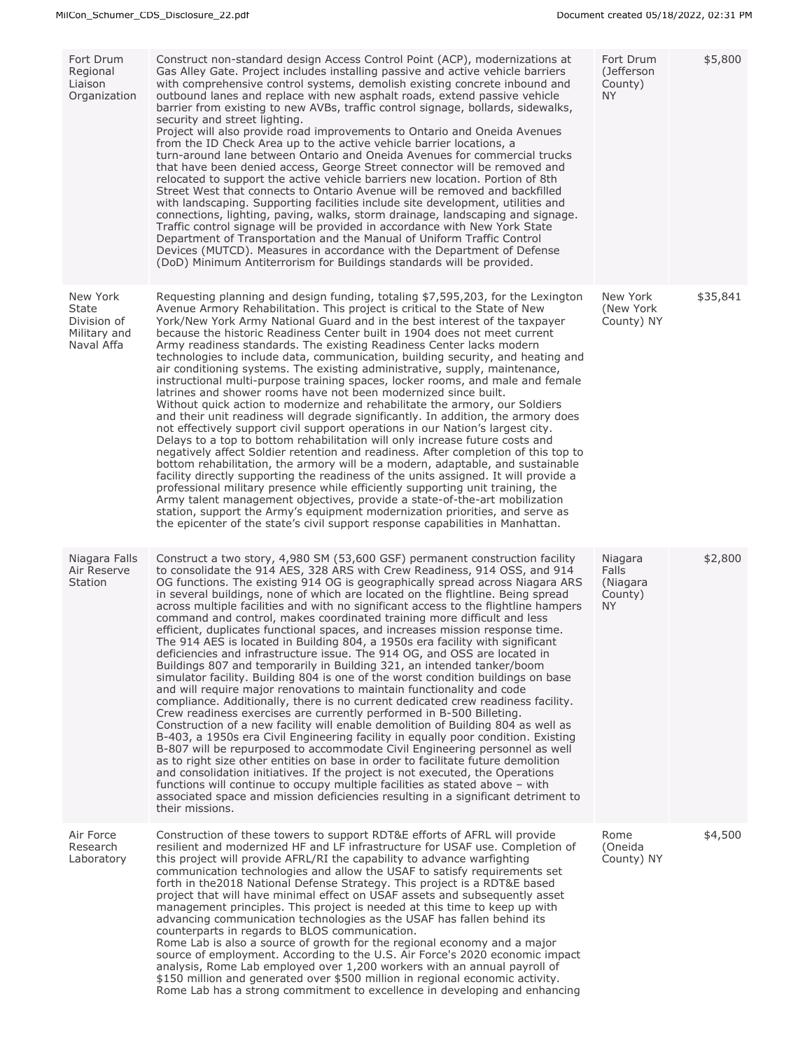| | | | |
|---|---|---|---|
| Fort Drum Regional Liaison Organization | Construct non-standard design Access Control Point (ACP), modernizations at Gas Alley Gate. Project includes installing passive and active vehicle barriers with comprehensive control systems, demolish existing concrete inbound and outbound lanes and replace with new asphalt roads, extend passive vehicle barrier from existing to new AVBs, traffic control signage, bollards, sidewalks, security and street lighting.<br>Project will also provide road improvements to Ontario and Oneida Avenues from the ID Check Area up to the active vehicle barrier locations, a turn-around lane between Ontario and Oneida Avenues for commercial trucks that have been denied access, George Street connector will be removed and relocated to support the active vehicle barriers new location. Portion of 8th Street West that connects to Ontario Avenue will be removed and backfilled with landscaping. Supporting facilities include site development, utilities and connections, lighting, paving, walks, storm drainage, landscaping and signage. Traffic control signage will be provided in accordance with New York State Department of Transportation and the Manual of Uniform Traffic Control Devices (MUTCD). Measures in accordance with the Department of Defense (DoD) Minimum Antiterrorism for Buildings standards will be provided. | Fort Drum (Jefferson County) NY | $5,800 |
| New York State Division of Military and Naval Affa | Requesting planning and design funding, totaling $7,595,203, for the Lexington Avenue Armory Rehabilitation. This project is critical to the State of New York/New York Army National Guard and in the best interest of the taxpayer because the historic Readiness Center built in 1904 does not meet current Army readiness standards. The existing Readiness Center lacks modern technologies to include data, communication, building security, and heating and air conditioning systems. The existing administrative, supply, maintenance, instructional multi-purpose training spaces, locker rooms, and male and female latrines and shower rooms have not been modernized since built.<br>Without quick action to modernize and rehabilitate the armory, our Soldiers and their unit readiness will degrade significantly. In addition, the armory does not effectively support civil support operations in our Nation's largest city. Delays to a top to bottom rehabilitation will only increase future costs and negatively affect Soldier retention and readiness. After completion of this top to bottom rehabilitation, the armory will be a modern, adaptable, and sustainable facility directly supporting the readiness of the units assigned. It will provide a professional military presence while efficiently supporting unit training, the Army talent management objectives, provide a state-of-the-art mobilization station, support the Army's equipment modernization priorities, and serve as the epicenter of the state's civil support response capabilities in Manhattan. | New York (New York County) NY | $35,841 |
| Niagara Falls Air Reserve Station | Construct a two story, 4,980 SM (53,600 GSF) permanent construction facility to consolidate the 914 AES, 328 ARS with Crew Readiness, 914 OSS, and 914 OG functions. The existing 914 OG is geographically spread across Niagara ARS in several buildings, none of which are located on the flightline. Being spread across multiple facilities and with no significant access to the flightline hampers command and control, makes coordinated training more difficult and less efficient, duplicates functional spaces, and increases mission response time. The 914 AES is located in Building 804, a 1950s era facility with significant deficiencies and infrastructure issue. The 914 OG, and OSS are located in Buildings 807 and temporarily in Building 321, an intended tanker/boom simulator facility. Building 804 is one of the worst condition buildings on base and will require major renovations to maintain functionality and code compliance. Additionally, there is no current dedicated crew readiness facility. Crew readiness exercises are currently performed in B-500 Billeting.<br>Construction of a new facility will enable demolition of Building 804 as well as B-403, a 1950s era Civil Engineering facility in equally poor condition. Existing B-807 will be repurposed to accommodate Civil Engineering personnel as well as to right size other entities on base in order to facilitate future demolition and consolidation initiatives. If the project is not executed, the Operations functions will continue to occupy multiple facilities as stated above – with associated space and mission deficiencies resulting in a significant detriment to their missions. | Niagara Falls (Niagara County) NY | $2,800 |
| Air Force Research Laboratory | Construction of these towers to support RDT&E efforts of AFRL will provide resilient and modernized HF and LF infrastructure for USAF use. Completion of this project will provide AFRL/RI the capability to advance warfighting communication technologies and allow the USAF to satisfy requirements set forth in the2018 National Defense Strategy. This project is a RDT&E based project that will have minimal effect on USAF assets and subsequently asset management principles. This project is needed at this time to keep up with advancing communication technologies as the USAF has fallen behind its counterparts in regards to BLOS communication.<br>Rome Lab is also a source of growth for the regional economy and a major source of employment. According to the U.S. Air Force's 2020 economic impact analysis, Rome Lab employed over 1,200 workers with an annual payroll of $150 million and generated over $500 million in regional economic activity. Rome Lab has a strong commitment to excellence in developing and enhancing | Rome (Oneida County) NY | $4,500 |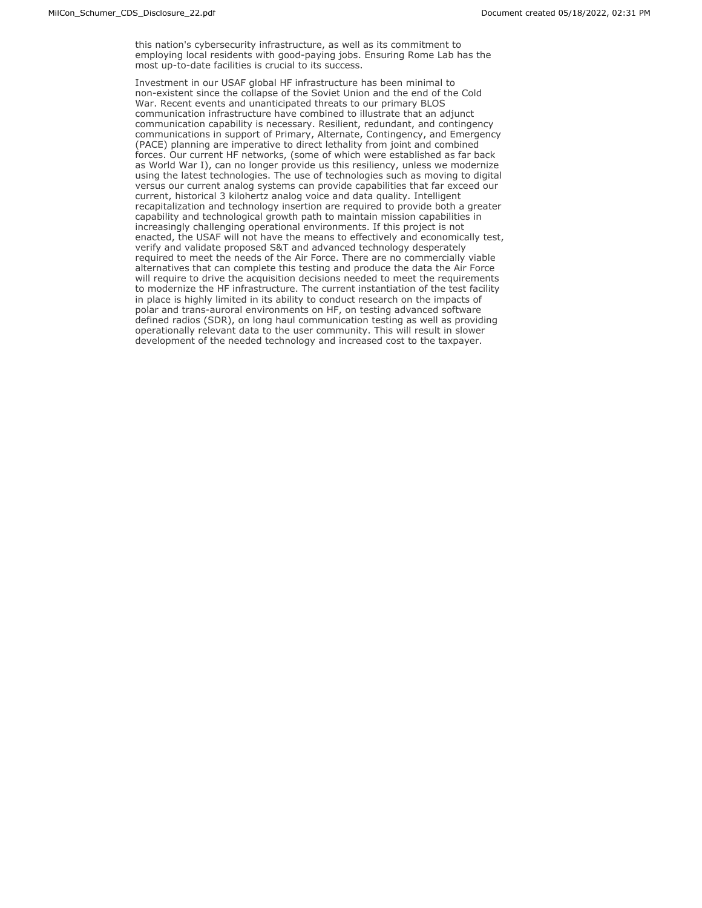this nation's cybersecurity infrastructure, as well as its commitment to employing local residents with good-paying jobs. Ensuring Rome Lab has the most up-to-date facilities is crucial to its success.

Investment in our USAF global HF infrastructure has been minimal to non-existent since the collapse of the Soviet Union and the end of the Cold War. Recent events and unanticipated threats to our primary BLOS communication infrastructure have combined to illustrate that an adjunct communication capability is necessary. Resilient, redundant, and contingency communications in support of Primary, Alternate, Contingency, and Emergency (PACE) planning are imperative to direct lethality from joint and combined forces. Our current HF networks, (some of which were established as far back as World War I), can no longer provide us this resiliency, unless we modernize using the latest technologies. The use of technologies such as moving to digital versus our current analog systems can provide capabilities that far exceed our current, historical 3 kilohertz analog voice and data quality. Intelligent recapitalization and technology insertion are required to provide both a greater capability and technological growth path to maintain mission capabilities in increasingly challenging operational environments. If this project is not enacted, the USAF will not have the means to effectively and economically test, verify and validate proposed S&T and advanced technology desperately required to meet the needs of the Air Force. There are no commercially viable alternatives that can complete this testing and produce the data the Air Force will require to drive the acquisition decisions needed to meet the requirements to modernize the HF infrastructure. The current instantiation of the test facility in place is highly limited in its ability to conduct research on the impacts of polar and trans-auroral environments on HF, on testing advanced software defined radios (SDR), on long haul communication testing as well as providing operationally relevant data to the user community. This will result in slower development of the needed technology and increased cost to the taxpayer.